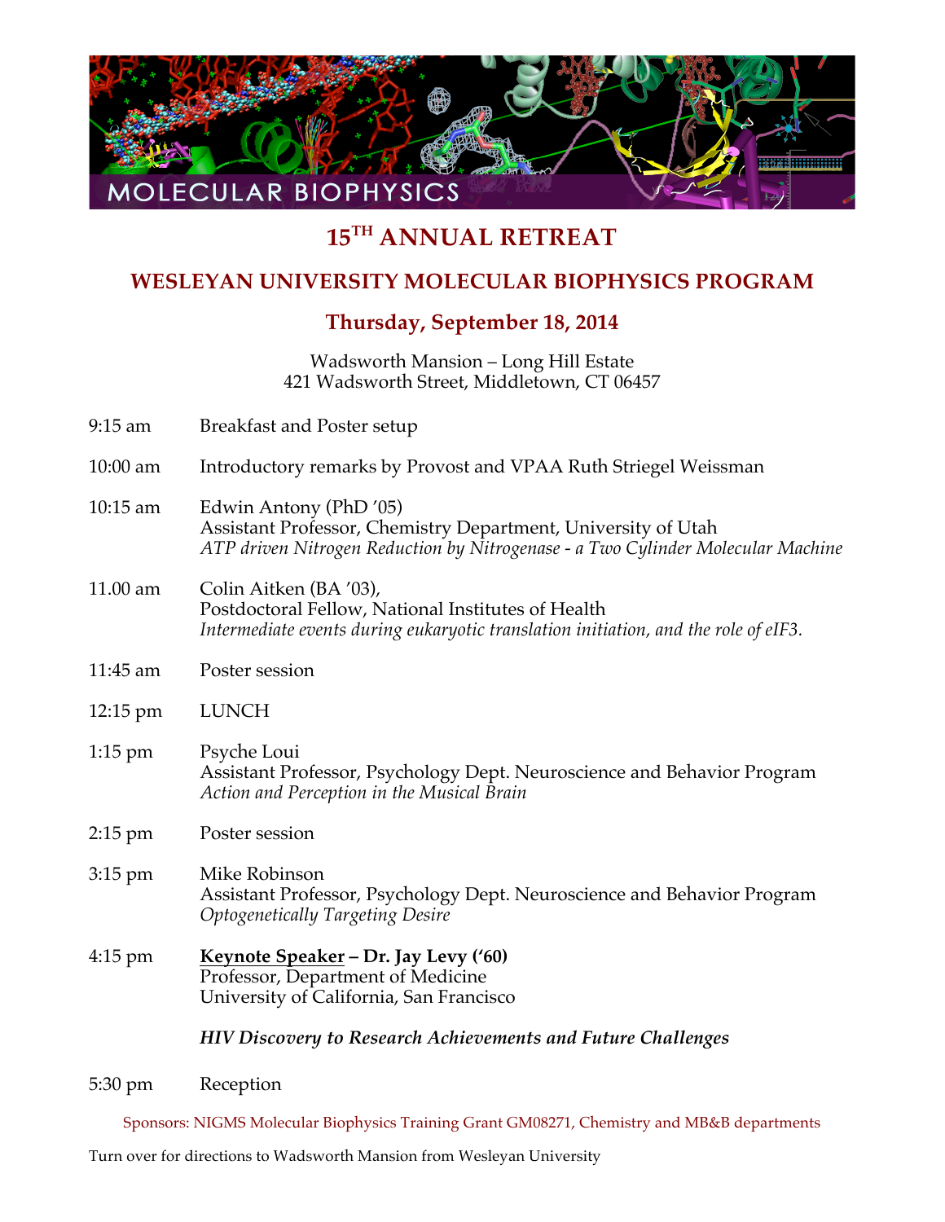MOLECULAR BIOPHYSICS

# 15TH ANNUAL RETREAT

## WESLEYAN UNIVERSITY MOLECULAR BIOPHYSICS PROGRAM

### Thursday, September 18, 2014

Wadsworth Mansion – Long Hill Estate
421 Wadsworth Street, Middletown, CT 06457

| | |
|---|---|
| 9:15 am | Breakfast and Poster setup |
| 10:00 am | Introductory remarks by Provost and VPAA Ruth Striegel Weissman |
| 10:15 am | Edwin Antony (PhD '05)<br>Assistant Professor, Chemistry Department, University of Utah<br>*ATP driven Nitrogen Reduction by Nitrogenase - a Two Cylinder Molecular Machine* |
| 11.00 am | Colin Aitken (BA '03),<br>Postdoctoral Fellow, National Institutes of Health<br>*Intermediate events during eukaryotic translation initiation, and the role of eIF3.* |
| 11:45 am | Poster session |
| 12:15 pm | LUNCH |
| 1:15 pm | Psyche Loui<br>Assistant Professor, Psychology Dept. Neuroscience and Behavior Program<br>*Action and Perception in the Musical Brain* |
| 2:15 pm | Poster session |
| 3:15 pm | Mike Robinson<br>Assistant Professor, Psychology Dept. Neuroscience and Behavior Program<br>*Optogenetically Targeting Desire* |
| 4:15 pm | **Keynote Speaker – Dr. Jay Levy ('60)**<br>Professor, Department of Medicine<br>University of California, San Francisco<br><br>***HIV Discovery to Research Achievements and Future Challenges*** |
| 5:30 pm | Reception |

Sponsors: NIGMS Molecular Biophysics Training Grant GM08271, Chemistry and MB&B departments

Turn over for directions to Wadsworth Mansion from Wesleyan University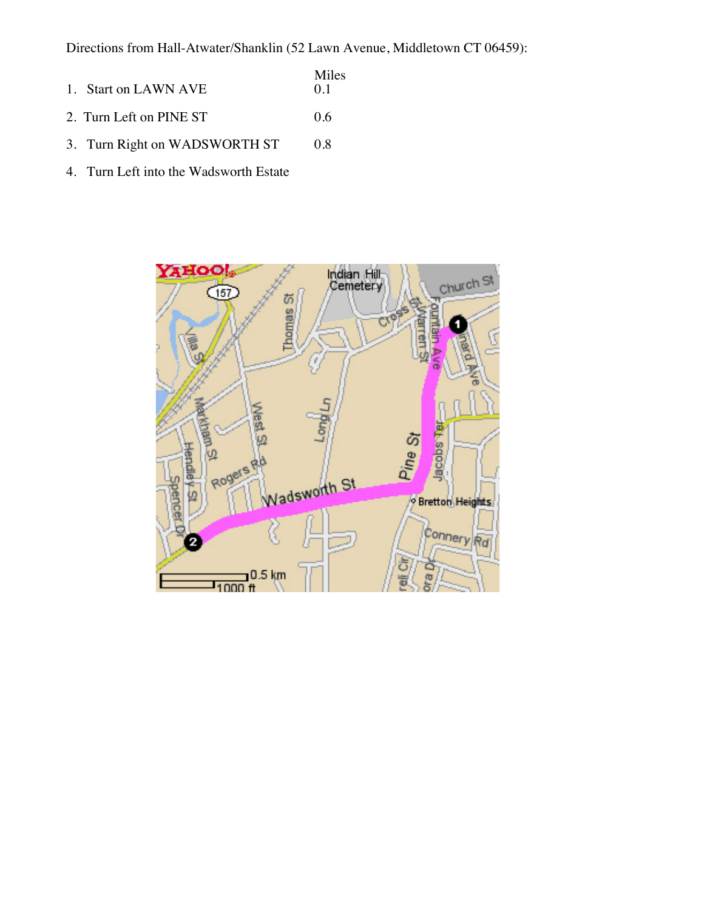Directions from Hall-Atwater/Shanklin (52 Lawn Avenue, Middletown CT 06459):

| | Miles |
|---|---|
| 1. Start on LAWN AVE | 0.1 |
| 2. Turn Left on PINE ST | 0.6 |
| 3. Turn Right on WADSWORTH ST | 0.8 |
| 4. Turn Left into the Wadsworth Estate | |